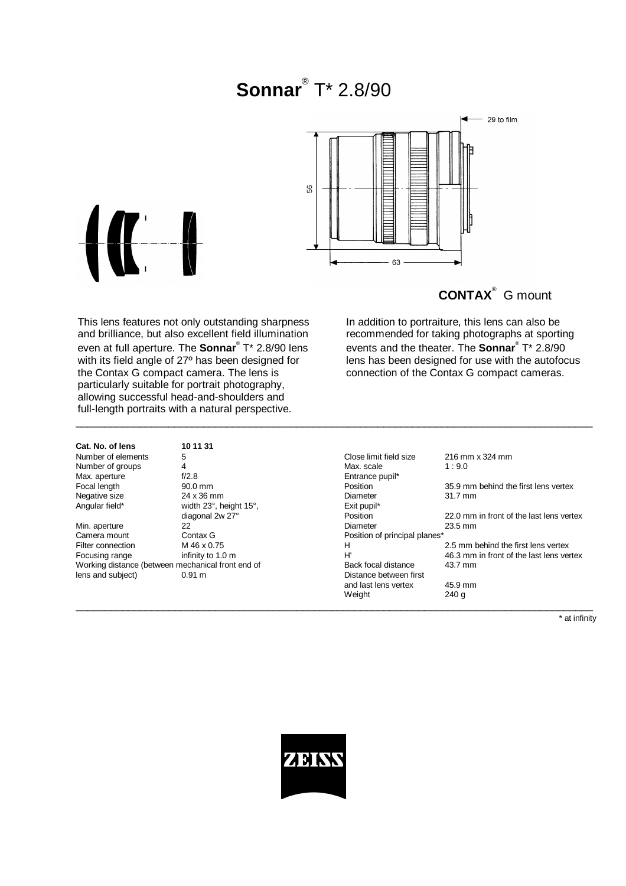# Sonnar® T* 2.8/90

**CONTAX**® G mount

This lens features not only outstanding sharpness and brilliance, but also excellent field illumination even at full aperture. The **Sonnar**® T* 2.8/90 lens with its field angle of 27º has been designed for the Contax G compact camera. The lens is particularly suitable for portrait photography, allowing successful head-and-shoulders and full-length portraits with a natural perspective.

In addition to portraiture, this lens can also be recommended for taking photographs at sporting events and the theater. The **Sonnar**® T* 2.8/90 lens has been designed for use with the autofocus connection of the Contax G compact cameras.

| **Cat. No. of lens** | **10 11 31** |
|---|---|
| Number of elements | 5 |
| Number of groups | 4 |
| Max. aperture | f/2.8 |
| Focal length | 90.0 mm |
| Negative size | 24 x 36 mm |
| Angular field* | width 23°, height 15°, diagonal 2w 27° |
| Min. aperture | 22 |
| Camera mount | Contax G |
| Filter connection | M 46 x 0.75 |
| Focusing range | infinity to 1.0 m |
| Working distance (between mechanical front end of lens and subject) | 0.91 m |

| | |
|---|---|
| Close limit field size | 216 mm x 324 mm |
| Max. scale | 1 : 9.0 |
| Entrance pupil* | |
| Position | 35.9 mm behind the first lens vertex |
| Diameter | 31.7 mm |
| Exit pupil* | |
| Position | 22.0 mm in front of the last lens vertex |
| Diameter | 23.5 mm |
| Position of principal planes* | |
| H | 2.5 mm behind the first lens vertex |
| H' | 46.3 mm in front of the last lens vertex |
| Back focal distance | 43.7 mm |
| Distance between first and last lens vertex | 45.9 mm |
| Weight | 240 g |

\* at infinity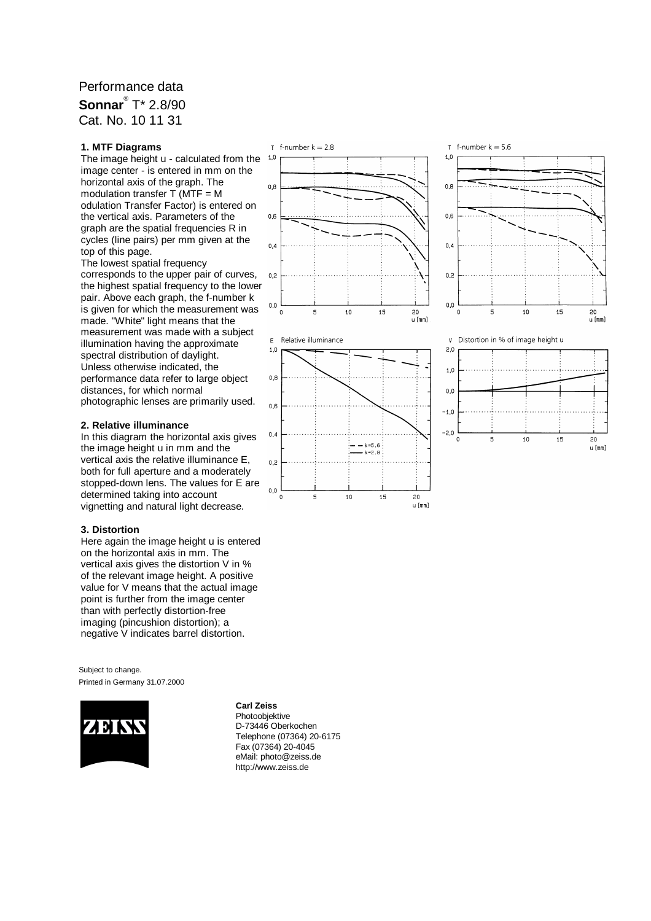Performance data

**Sonnar**® T* 2.8/90

Cat. No. 10 11 31

### 1. MTF Diagrams

The image height u - calculated from the image center - is entered in mm on the horizontal axis of the graph. The modulation transfer T (MTF = Modulation Transfer Factor) is entered on the vertical axis. Parameters of the graph are the spatial frequencies R in cycles (line pairs) per mm given at the top of this page.

The lowest spatial frequency corresponds to the upper pair of curves, the highest spatial frequency to the lower pair. Above each graph, the f-number k is given for which the measurement was made. "White" light means that the measurement was made with a subject illumination having the approximate spectral distribution of daylight.

Unless otherwise indicated, the performance data refer to large object distances, for which normal photographic lenses are primarily used.

T f-number k = 2.8

1,0
0,8
0,6
0,4
0,2
0,0
0 5 10 15 20
u [mm]

T f-number k = 5.6

1,0
0,8
0,6
0,4
0,2
0,0
0 5 10 15 20
u [mm]

### 2. Relative illuminance

In this diagram the horizontal axis gives the image height u in mm and the vertical axis the relative illuminance E, both for full aperture and a moderately stopped-down lens. The values for E are determined taking into account vignetting and natural light decrease.

E Relative illuminance

1,0
0,8
0,6
0,4
0,2
0,0
0 5 10 15 20
u [mm]

k=5.6
k=2.8

### 3. Distortion

Here again the image height u is entered on the horizontal axis in mm. The vertical axis gives the distortion V in % of the relevant image height. A positive value for V means that the actual image point is further from the image center than with perfectly distortion-free imaging (pincushion distortion); a negative V indicates barrel distortion.

V Distortion in % of image height u

2,0
1,0
0,0
−1,0
−2,0
0 5 10 15 20
u [mm]

Subject to change.

Printed in Germany 31.07.2000

**Carl Zeiss**

Photoobjektive

D-73446 Oberkochen

Telephone (07364) 20-6175

Fax (07364) 20-4045

eMail: photo@zeiss.de

http://www.zeiss.de